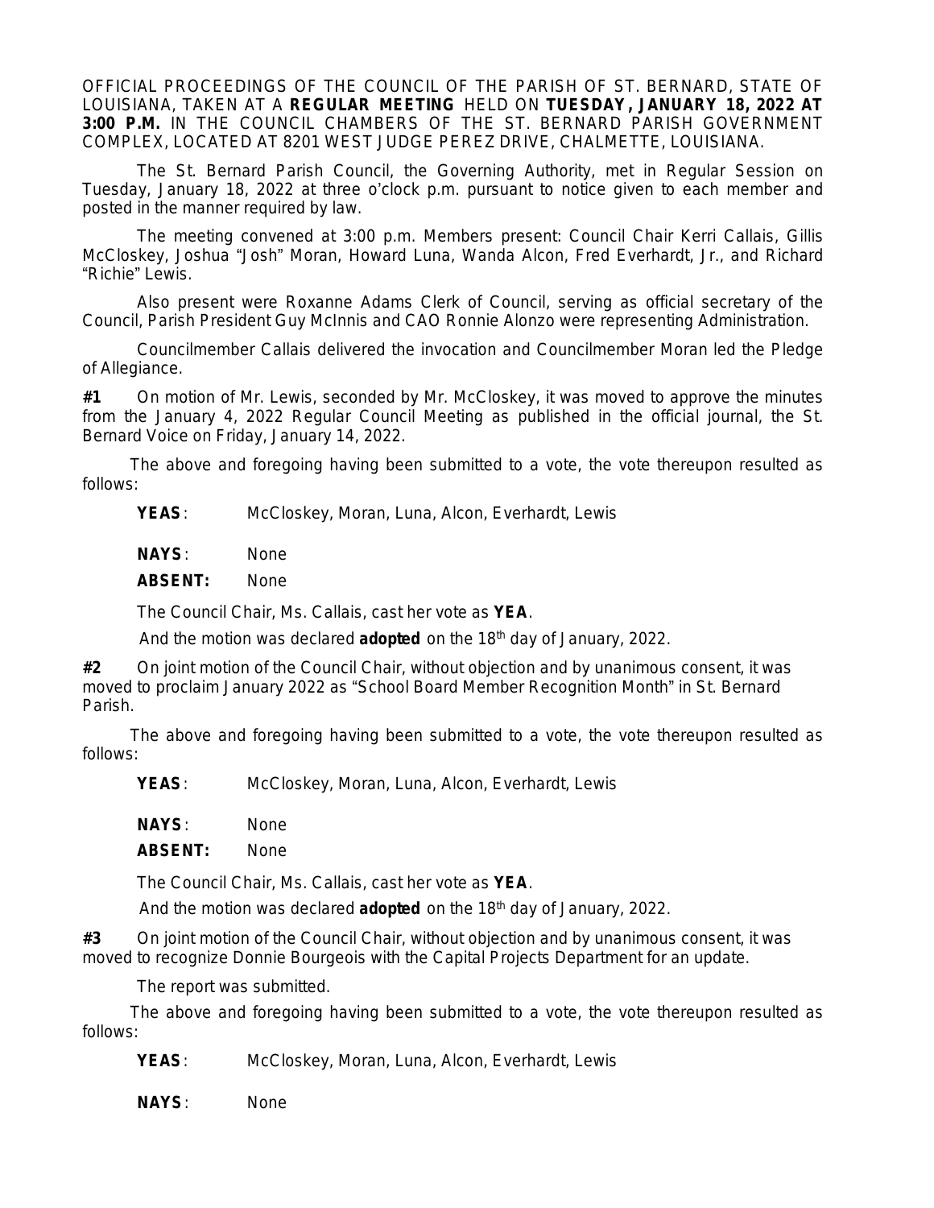OFFICIAL PROCEEDINGS OF THE COUNCIL OF THE PARISH OF ST. BERNARD, STATE OF LOUISIANA, TAKEN AT A **REGULAR MEETING** HELD ON **TUESDAY, JANUARY 18, 2022 AT 3:00 P.M.** IN THE COUNCIL CHAMBERS OF THE ST. BERNARD PARISH GOVERNMENT COMPLEX, LOCATED AT 8201 WEST JUDGE PEREZ DRIVE, CHALMETTE, LOUISIANA.

The St. Bernard Parish Council, the Governing Authority, met in Regular Session on Tuesday, January 18, 2022 at three o'clock p.m. pursuant to notice given to each member and posted in the manner required by law.

The meeting convened at 3:00 p.m. Members present: Council Chair Kerri Callais, Gillis McCloskey, Joshua "Josh" Moran, Howard Luna, Wanda Alcon, Fred Everhardt, Jr., and Richard "Richie" Lewis.

Also present were Roxanne Adams Clerk of Council, serving as official secretary of the Council, Parish President Guy McInnis and CAO Ronnie Alonzo were representing Administration.

Councilmember Callais delivered the invocation and Councilmember Moran led the Pledge of Allegiance.

**#1** On motion of Mr. Lewis, seconded by Mr. McCloskey, it was moved to approve the minutes from the January 4, 2022 Regular Council Meeting as published in the official journal, the St. Bernard Voice on Friday, January 14, 2022.

The above and foregoing having been submitted to a vote, the vote thereupon resulted as follows:

**YEAS**: McCloskey, Moran, Luna, Alcon, Everhardt, Lewis

**NAYS**: None

**ABSENT:** None

The Council Chair, Ms. Callais, cast her vote as **YEA**.

And the motion was declared **adopted** on the 18th day of January, 2022.

**#2** On joint motion of the Council Chair, without objection and by unanimous consent, it was moved to proclaim January 2022 as "School Board Member Recognition Month" in St. Bernard Parish.

The above and foregoing having been submitted to a vote, the vote thereupon resulted as follows:

**YEAS**: McCloskey, Moran, Luna, Alcon, Everhardt, Lewis

**NAYS**: None

**ABSENT:** None

The Council Chair, Ms. Callais, cast her vote as **YEA**.

And the motion was declared **adopted** on the 18th day of January, 2022.

**#3** On joint motion of the Council Chair, without objection and by unanimous consent, it was moved to recognize Donnie Bourgeois with the Capital Projects Department for an update.

The report was submitted.

The above and foregoing having been submitted to a vote, the vote thereupon resulted as follows:

**YEAS**: McCloskey, Moran, Luna, Alcon, Everhardt, Lewis

**NAYS**: None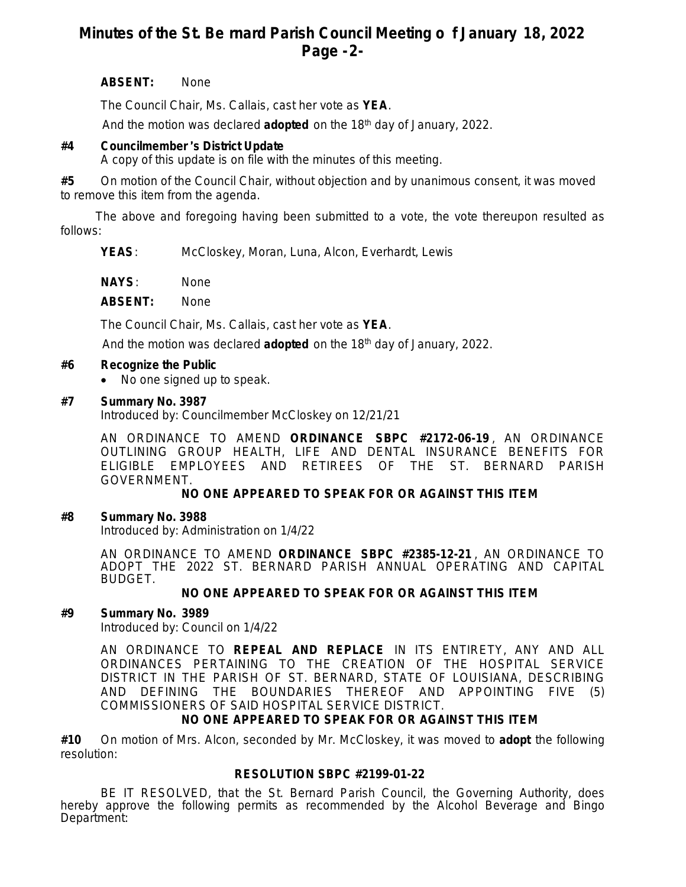**ABSENT:** None

The Council Chair, Ms. Callais, cast her vote as **YEA**.

And the motion was declared **adopted** on the 18th day of January, 2022.

**#4 Councilmember's District Update**
A copy of this update is on file with the minutes of this meeting.

**#5** On motion of the Council Chair, without objection and by unanimous consent, it was moved to remove this item from the agenda.

The above and foregoing having been submitted to a vote, the vote thereupon resulted as follows:

**YEAS**: McCloskey, Moran, Luna, Alcon, Everhardt, Lewis

**NAYS**: None

**ABSENT:** None

The Council Chair, Ms. Callais, cast her vote as **YEA**.

And the motion was declared **adopted** on the 18th day of January, 2022.

**#6 Recognize the Public**

- No one signed up to speak.

**#7 Summary No. 3987**
Introduced by: Councilmember McCloskey on 12/21/21

AN ORDINANCE TO AMEND **ORDINANCE SBPC #2172-06-19**, AN ORDINANCE OUTLINING GROUP HEALTH, LIFE AND DENTAL INSURANCE BENEFITS FOR ELIGIBLE EMPLOYEES AND RETIREES OF THE ST. BERNARD PARISH GOVERNMENT.

**NO ONE APPEARED TO SPEAK FOR OR AGAINST THIS ITEM**

**#8 Summary No. 3988**
Introduced by: Administration on 1/4/22

AN ORDINANCE TO AMEND **ORDINANCE SBPC #2385-12-21**, AN ORDINANCE TO ADOPT THE 2022 ST. BERNARD PARISH ANNUAL OPERATING AND CAPITAL BUDGET.

**NO ONE APPEARED TO SPEAK FOR OR AGAINST THIS ITEM**

**#9 Summary No. 3989**
Introduced by: Council on 1/4/22

AN ORDINANCE TO **REPEAL AND REPLACE** IN ITS ENTIRETY, ANY AND ALL ORDINANCES PERTAINING TO THE CREATION OF THE HOSPITAL SERVICE DISTRICT IN THE PARISH OF ST. BERNARD, STATE OF LOUISIANA, DESCRIBING AND DEFINING THE BOUNDARIES THEREOF AND APPOINTING FIVE (5) COMMISSIONERS OF SAID HOSPITAL SERVICE DISTRICT.

**NO ONE APPEARED TO SPEAK FOR OR AGAINST THIS ITEM**

**#10** On motion of Mrs. Alcon, seconded by Mr. McCloskey, it was moved to **adopt** the following resolution:

**RESOLUTION SBPC #2199-01-22**

BE IT RESOLVED, that the St. Bernard Parish Council, the Governing Authority, does hereby approve the following permits as recommended by the Alcohol Beverage and Bingo Department: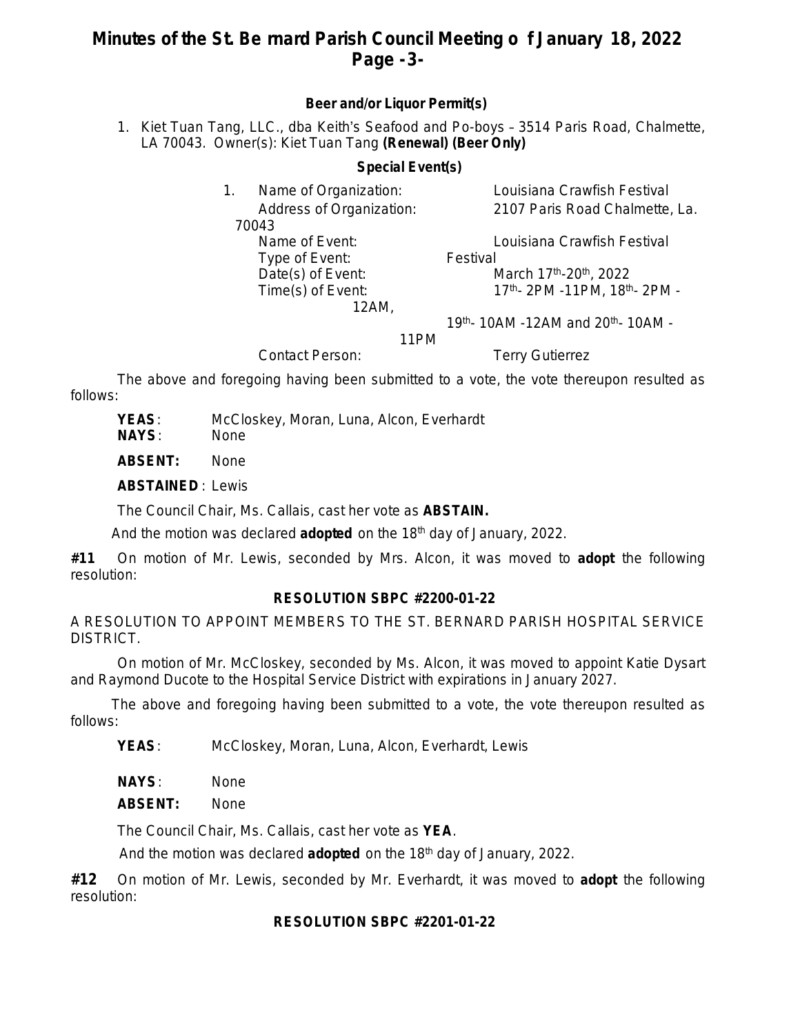**Beer and/or Liquor Permit(s)**

1. Kiet Tuan Tang, LLC., dba Keith's Seafood and Po-boys – 3514 Paris Road, Chalmette, LA 70043. Owner(s): Kiet Tuan Tang **(Renewal) (Beer Only)**

**Special Event(s)**

1. Name of Organization: Louisiana Crawfish Festival
   Address of Organization: 2107 Paris Road Chalmette, La. 70043
   Name of Event: Louisiana Crawfish Festival
   Type of Event: Festival
   Date(s) of Event: March 17th-20th, 2022
   Time(s) of Event: 17th- 2PM -11PM, 18th- 2PM - 12AM, 19th- 10AM -12AM and 20th- 10AM - 11PM
   Contact Person: Terry Gutierrez

The above and foregoing having been submitted to a vote, the vote thereupon resulted as follows:

**YEAS**: McCloskey, Moran, Luna, Alcon, Everhardt
**NAYS**: None

**ABSENT:** None

**ABSTAINED** : Lewis

The Council Chair, Ms. Callais, cast her vote as **ABSTAIN.**

And the motion was declared **adopted** on the 18th day of January, 2022.

**#11** On motion of Mr. Lewis, seconded by Mrs. Alcon, it was moved to **adopt** the following resolution:

**RESOLUTION SBPC #2200-01-22**

A RESOLUTION TO APPOINT MEMBERS TO THE ST. BERNARD PARISH HOSPITAL SERVICE DISTRICT.

On motion of Mr. McCloskey, seconded by Ms. Alcon, it was moved to appoint Katie Dysart and Raymond Ducote to the Hospital Service District with expirations in January 2027.

The above and foregoing having been submitted to a vote, the vote thereupon resulted as follows:

**YEAS**: McCloskey, Moran, Luna, Alcon, Everhardt, Lewis

**NAYS**: None

**ABSENT:** None

The Council Chair, Ms. Callais, cast her vote as **YEA**.

And the motion was declared **adopted** on the 18th day of January, 2022.

**#12** On motion of Mr. Lewis, seconded by Mr. Everhardt, it was moved to **adopt** the following resolution:

**RESOLUTION SBPC #2201-01-22**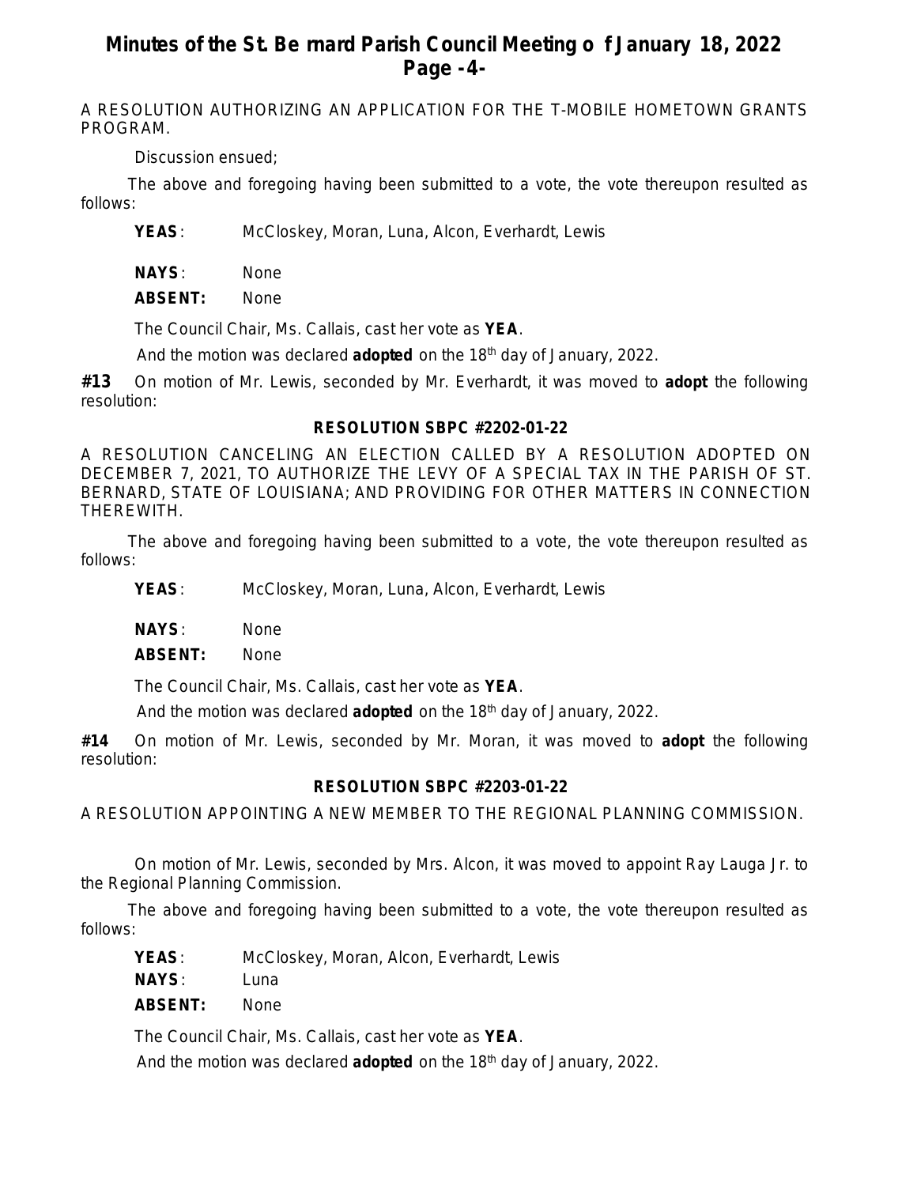A RESOLUTION AUTHORIZING AN APPLICATION FOR THE T-MOBILE HOMETOWN GRANTS PROGRAM.

Discussion ensued;

The above and foregoing having been submitted to a vote, the vote thereupon resulted as follows:

**YEAS**: McCloskey, Moran, Luna, Alcon, Everhardt, Lewis

**NAYS**: None

**ABSENT:** None

The Council Chair, Ms. Callais, cast her vote as **YEA**.

And the motion was declared **adopted** on the 18th day of January, 2022.

**#13** On motion of Mr. Lewis, seconded by Mr. Everhardt, it was moved to **adopt** the following resolution:

**RESOLUTION SBPC #2202-01-22**

A RESOLUTION CANCELING AN ELECTION CALLED BY A RESOLUTION ADOPTED ON DECEMBER 7, 2021, TO AUTHORIZE THE LEVY OF A SPECIAL TAX IN THE PARISH OF ST. BERNARD, STATE OF LOUISIANA; AND PROVIDING FOR OTHER MATTERS IN CONNECTION THEREWITH.

The above and foregoing having been submitted to a vote, the vote thereupon resulted as follows:

**YEAS**: McCloskey, Moran, Luna, Alcon, Everhardt, Lewis

**NAYS**: None

**ABSENT:** None

The Council Chair, Ms. Callais, cast her vote as **YEA**.

And the motion was declared **adopted** on the 18th day of January, 2022.

**#14** On motion of Mr. Lewis, seconded by Mr. Moran, it was moved to **adopt** the following resolution:

**RESOLUTION SBPC #2203-01-22**

A RESOLUTION APPOINTING A NEW MEMBER TO THE REGIONAL PLANNING COMMISSION.

On motion of Mr. Lewis, seconded by Mrs. Alcon, it was moved to appoint Ray Lauga Jr. to the Regional Planning Commission.

The above and foregoing having been submitted to a vote, the vote thereupon resulted as follows:

**YEAS**: McCloskey, Moran, Alcon, Everhardt, Lewis

**NAYS**: Luna

**ABSENT:** None

The Council Chair, Ms. Callais, cast her vote as **YEA**.

And the motion was declared **adopted** on the 18th day of January, 2022.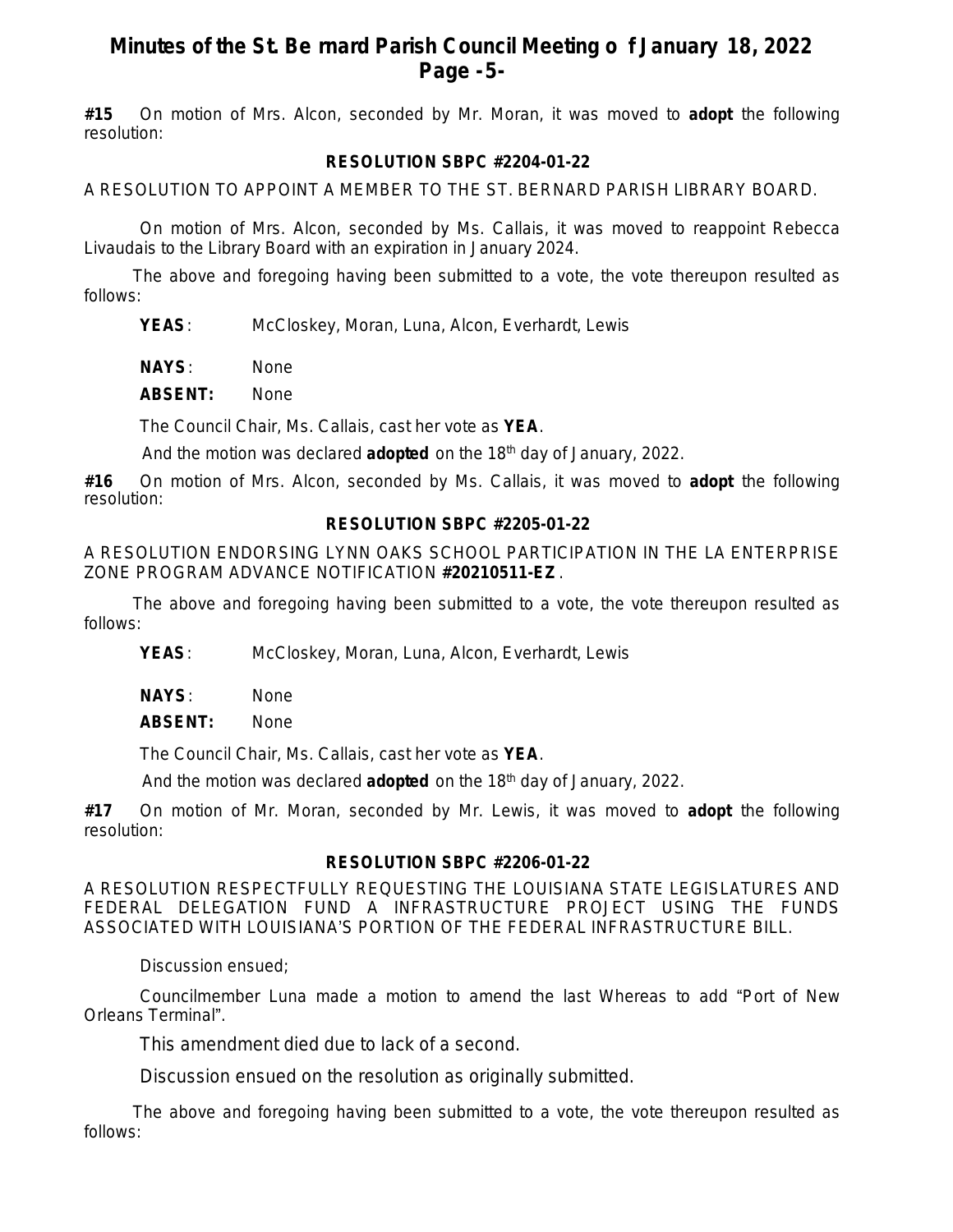**#15** On motion of Mrs. Alcon, seconded by Mr. Moran, it was moved to **adopt** the following resolution:

**RESOLUTION SBPC #2204-01-22**

A RESOLUTION TO APPOINT A MEMBER TO THE ST. BERNARD PARISH LIBRARY BOARD.

On motion of Mrs. Alcon, seconded by Ms. Callais, it was moved to reappoint Rebecca Livaudais to the Library Board with an expiration in January 2024.

The above and foregoing having been submitted to a vote, the vote thereupon resulted as follows:

**YEAS**: McCloskey, Moran, Luna, Alcon, Everhardt, Lewis

**NAYS**: None

**ABSENT:** None

The Council Chair, Ms. Callais, cast her vote as **YEA**.

And the motion was declared **adopted** on the 18th day of January, 2022.

**#16** On motion of Mrs. Alcon, seconded by Ms. Callais, it was moved to **adopt** the following resolution:

**RESOLUTION SBPC #2205-01-22**

A RESOLUTION ENDORSING LYNN OAKS SCHOOL PARTICIPATION IN THE LA ENTERPRISE ZONE PROGRAM ADVANCE NOTIFICATION **#20210511-EZ**.

The above and foregoing having been submitted to a vote, the vote thereupon resulted as follows:

**YEAS**: McCloskey, Moran, Luna, Alcon, Everhardt, Lewis

**NAYS**: None

**ABSENT:** None

The Council Chair, Ms. Callais, cast her vote as **YEA**.

And the motion was declared **adopted** on the 18th day of January, 2022.

**#17** On motion of Mr. Moran, seconded by Mr. Lewis, it was moved to **adopt** the following resolution:

**RESOLUTION SBPC #2206-01-22**

A RESOLUTION RESPECTFULLY REQUESTING THE LOUISIANA STATE LEGISLATURES AND FEDERAL DELEGATION FUND A INFRASTRUCTURE PROJECT USING THE FUNDS ASSOCIATED WITH LOUISIANA'S PORTION OF THE FEDERAL INFRASTRUCTURE BILL.

Discussion ensued;

Councilmember Luna made a motion to amend the last Whereas to add "Port of New Orleans Terminal".

This amendment died due to lack of a second.

Discussion ensued on the resolution as originally submitted.

The above and foregoing having been submitted to a vote, the vote thereupon resulted as follows: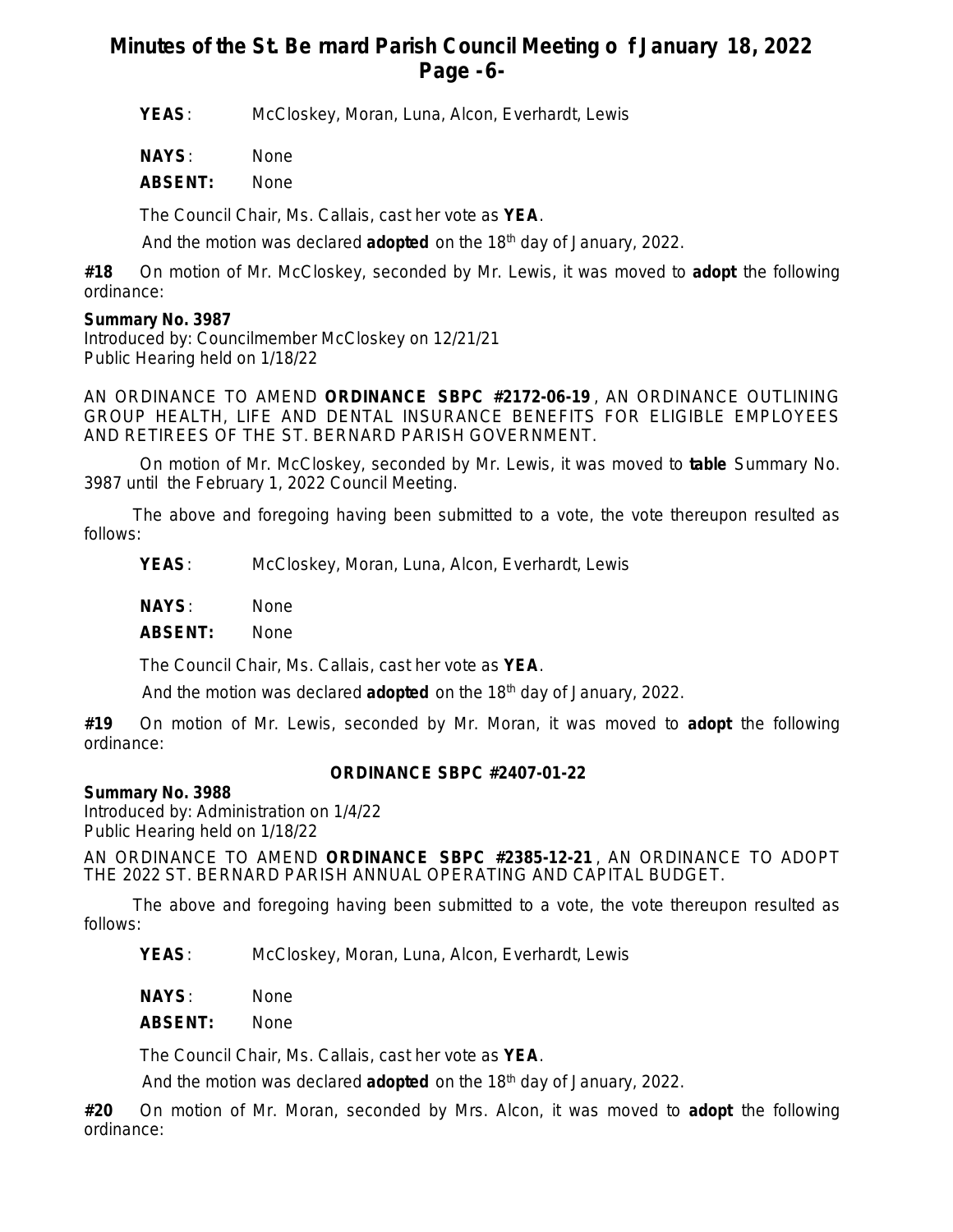**YEAS**: McCloskey, Moran, Luna, Alcon, Everhardt, Lewis

**NAYS**: None

**ABSENT:** None

The Council Chair, Ms. Callais, cast her vote as **YEA**.

And the motion was declared **adopted** on the 18th day of January, 2022.

**#18** On motion of Mr. McCloskey, seconded by Mr. Lewis, it was moved to **adopt** the following ordinance:

**Summary No. 3987**
Introduced by: Councilmember McCloskey on 12/21/21
Public Hearing held on 1/18/22

AN ORDINANCE TO AMEND **ORDINANCE SBPC #2172-06-19**, AN ORDINANCE OUTLINING GROUP HEALTH, LIFE AND DENTAL INSURANCE BENEFITS FOR ELIGIBLE EMPLOYEES AND RETIREES OF THE ST. BERNARD PARISH GOVERNMENT.

On motion of Mr. McCloskey, seconded by Mr. Lewis, it was moved to **table** Summary No. 3987 until the February 1, 2022 Council Meeting.

The above and foregoing having been submitted to a vote, the vote thereupon resulted as follows:

**YEAS**: McCloskey, Moran, Luna, Alcon, Everhardt, Lewis

**NAYS**: None

**ABSENT:** None

The Council Chair, Ms. Callais, cast her vote as **YEA**.

And the motion was declared **adopted** on the 18th day of January, 2022.

**#19** On motion of Mr. Lewis, seconded by Mr. Moran, it was moved to **adopt** the following ordinance:

**ORDINANCE SBPC #2407-01-22**

**Summary No. 3988**
Introduced by: Administration on 1/4/22
Public Hearing held on 1/18/22

AN ORDINANCE TO AMEND **ORDINANCE SBPC #2385-12-21**, AN ORDINANCE TO ADOPT THE 2022 ST. BERNARD PARISH ANNUAL OPERATING AND CAPITAL BUDGET.

The above and foregoing having been submitted to a vote, the vote thereupon resulted as follows:

**YEAS**: McCloskey, Moran, Luna, Alcon, Everhardt, Lewis

**NAYS**: None

**ABSENT:** None

The Council Chair, Ms. Callais, cast her vote as **YEA**.

And the motion was declared **adopted** on the 18th day of January, 2022.

**#20** On motion of Mr. Moran, seconded by Mrs. Alcon, it was moved to **adopt** the following ordinance: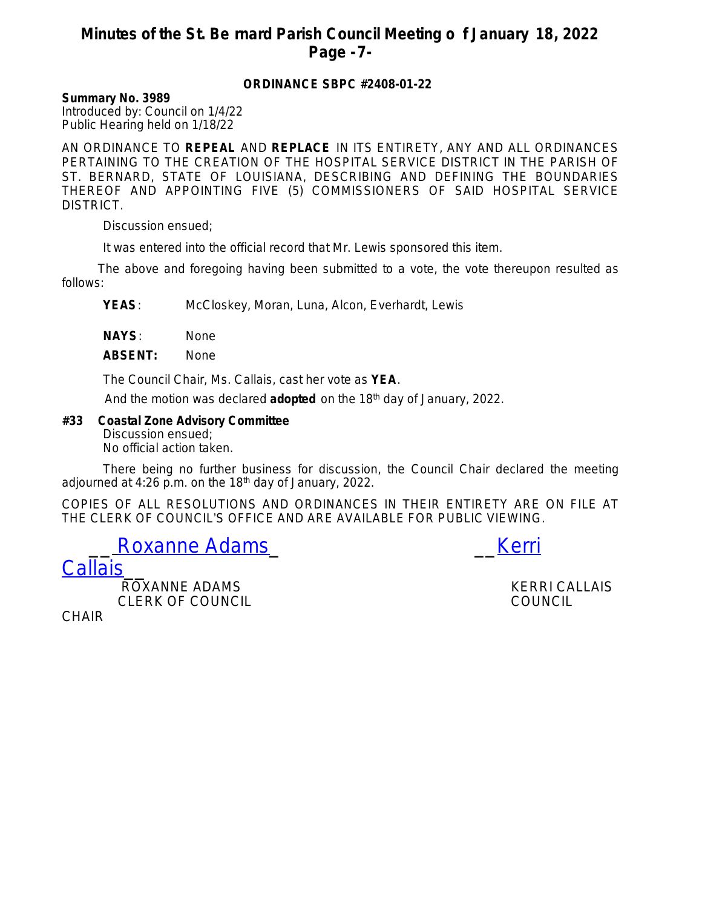**ORDINANCE SBPC #2408-01-22**

**Summary No. 3989**
Introduced by: Council on 1/4/22
Public Hearing held on 1/18/22

AN ORDINANCE TO **REPEAL** AND **REPLACE** IN ITS ENTIRETY, ANY AND ALL ORDINANCES PERTAINING TO THE CREATION OF THE HOSPITAL SERVICE DISTRICT IN THE PARISH OF ST. BERNARD, STATE OF LOUISIANA, DESCRIBING AND DEFINING THE BOUNDARIES THEREOF AND APPOINTING FIVE (5) COMMISSIONERS OF SAID HOSPITAL SERVICE DISTRICT.

Discussion ensued;

It was entered into the official record that Mr. Lewis sponsored this item.

The above and foregoing having been submitted to a vote, the vote thereupon resulted as follows:

**YEAS**: McCloskey, Moran, Luna, Alcon, Everhardt, Lewis

**NAYS**: None

**ABSENT:** None

The Council Chair, Ms. Callais, cast her vote as **YEA**.

And the motion was declared **adopted** on the 18th day of January, 2022.

**#33 Coastal Zone Advisory Committee**
Discussion ensued;
No official action taken.

There being no further business for discussion, the Council Chair declared the meeting adjourned at 4:26 p.m. on the 18th day of January, 2022.

COPIES OF ALL RESOLUTIONS AND ORDINANCES IN THEIR ENTIRETY ARE ON FILE AT THE CLERK OF COUNCIL'S OFFICE AND ARE AVAILABLE FOR PUBLIC VIEWING.

__Roxanne Adams_ __Kerri Callais__

ROXANNE ADAMS
CLERK OF COUNCIL

KERRI CALLAIS
COUNCIL CHAIR